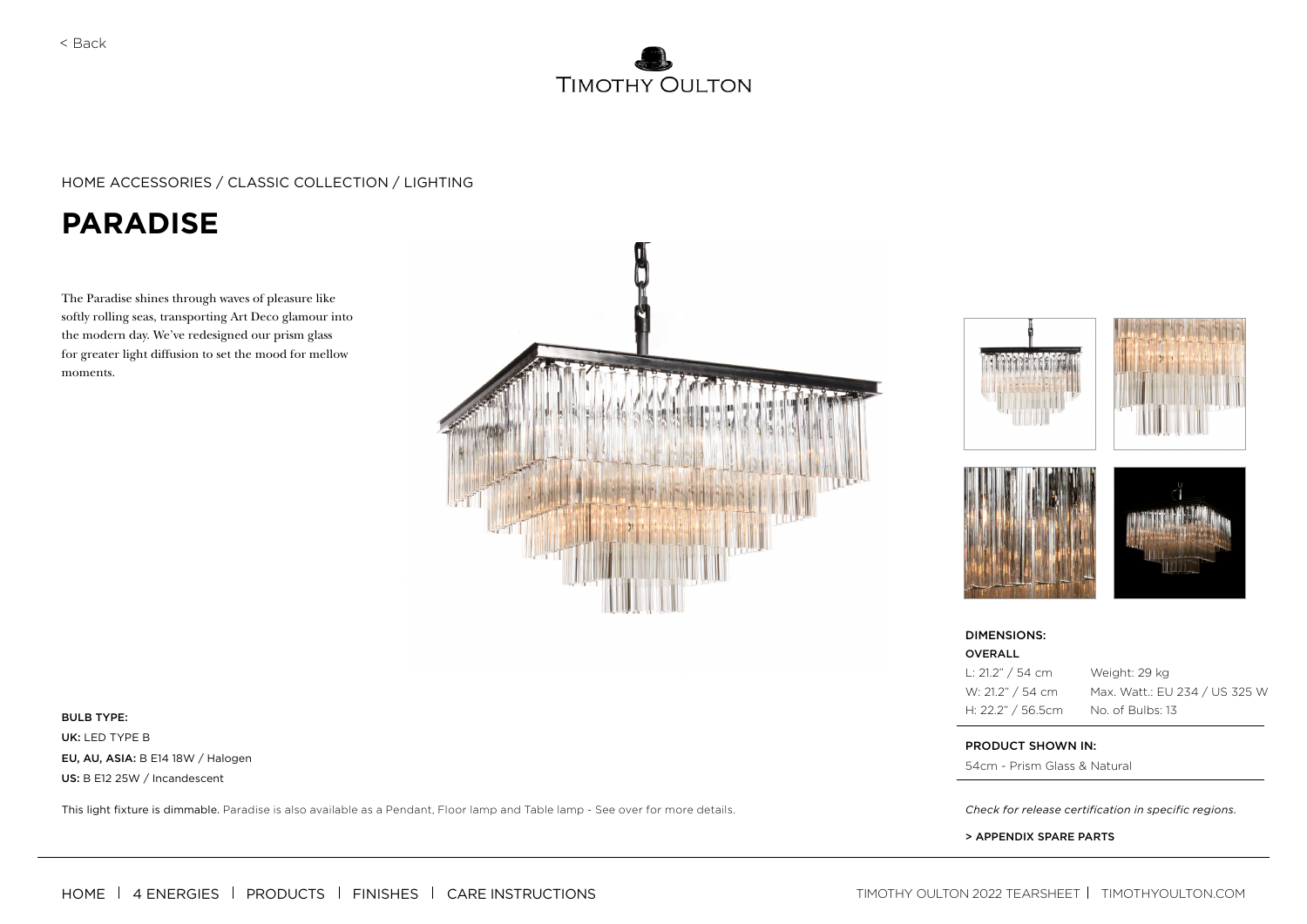< Back

HOME ACCESSORIES / CLASSIC COLLECTION / LIGHTING

# PARADISE

The Paradise shines through waves of pleasure like softly rolling seas, transporting Art Deco glamour into the modern day. We've redesigned our prism glass for greater light diffusion to set the mood for mellow moments.

**DIMENSIONS:**

**OVERALL**

| | |
|---|---|
| L: 21.2" / 54 cm | Weight: 29 kg |
| W: 21.2" / 54 cm | Max. Watt.: EU 234 / US 325 W |
| H: 22.2" / 56.5cm | No. of Bulbs: 13 |

**PRODUCT SHOWN IN:**

54cm - Prism Glass & Natural

**BULB TYPE:**

**UK:** LED TYPE B

**EU, AU, ASIA:** B E14 18W / Halogen

**US:** B E12 25W / Incandescent

This light fixture is dimmable. Paradise is also available as a Pendant, Floor lamp and Table lamp - See over for more details.

*Check for release certification in specific regions.*

> APPENDIX SPARE PARTS

HOME | 4 ENERGIES | PRODUCTS | FINISHES | CARE INSTRUCTIONS

TIMOTHY OULTON 2022 TEARSHEET | TIMOTHYOULTON.COM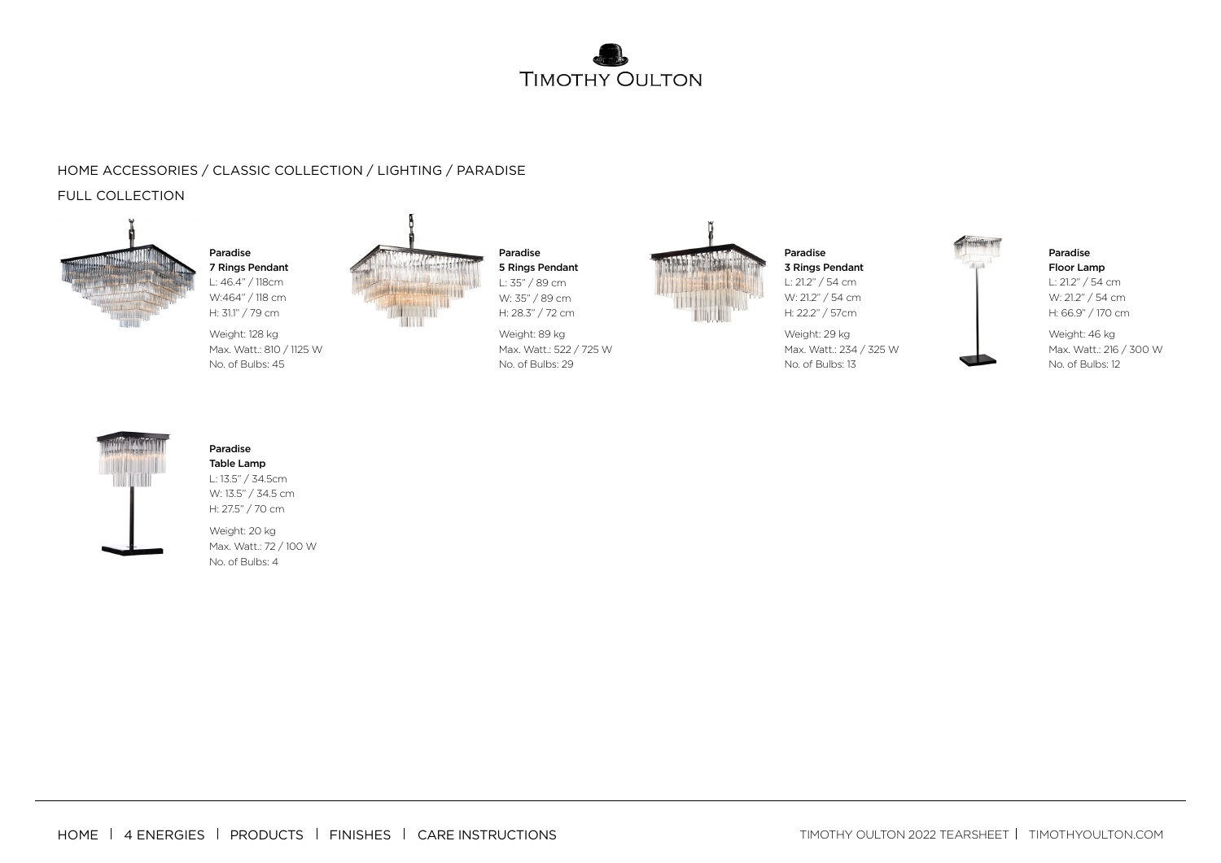HOME ACCESSORIES / CLASSIC COLLECTION / LIGHTING / PARADISE

FULL COLLECTION

**Paradise**
**7 Rings Pendant**
L: 46.4" / 118cm
W:464" / 118 cm
H: 31.1" / 79 cm

Weight: 128 kg
Max. Watt.: 810 / 1125 W
No. of Bulbs: 45

**Paradise**
**5 Rings Pendant**
L: 35" / 89 cm
W: 35" / 89 cm
H: 28.3" / 72 cm

Weight: 89 kg
Max. Watt.: 522 / 725 W
No. of Bulbs: 29

**Paradise**
**3 Rings Pendant**
L: 21.2" / 54 cm
W: 21.2" / 54 cm
H: 22.2" / 57cm

Weight: 29 kg
Max. Watt.: 234 / 325 W
No. of Bulbs: 13

**Paradise**
**Floor Lamp**
L: 21.2" / 54 cm
W: 21.2" / 54 cm
H: 66.9" / 170 cm

Weight: 46 kg
Max. Watt.: 216 / 300 W
No. of Bulbs: 12

**Paradise**
**Table Lamp**
L: 13.5" / 34.5cm
W: 13.5" / 34.5 cm
H: 27.5" / 70 cm

Weight: 20 kg
Max. Watt.: 72 / 100 W
No. of Bulbs: 4